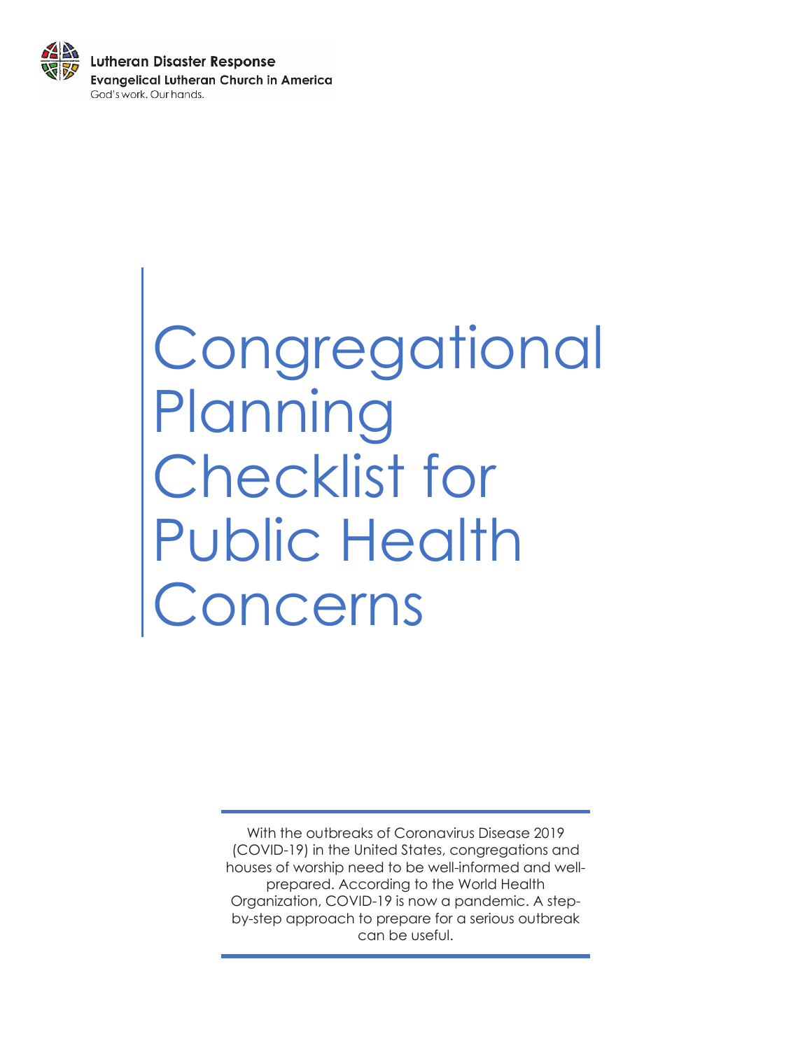Lutheran Disaster Response
Evangelical Lutheran Church in America
God's work. Our hands.

# Congregational Planning Checklist for Public Health Concerns

With the outbreaks of Coronavirus Disease 2019 (COVID-19) in the United States, congregations and houses of worship need to be well-informed and well-prepared. According to the World Health Organization, COVID-19 is now a pandemic. A step-by-step approach to prepare for a serious outbreak can be useful.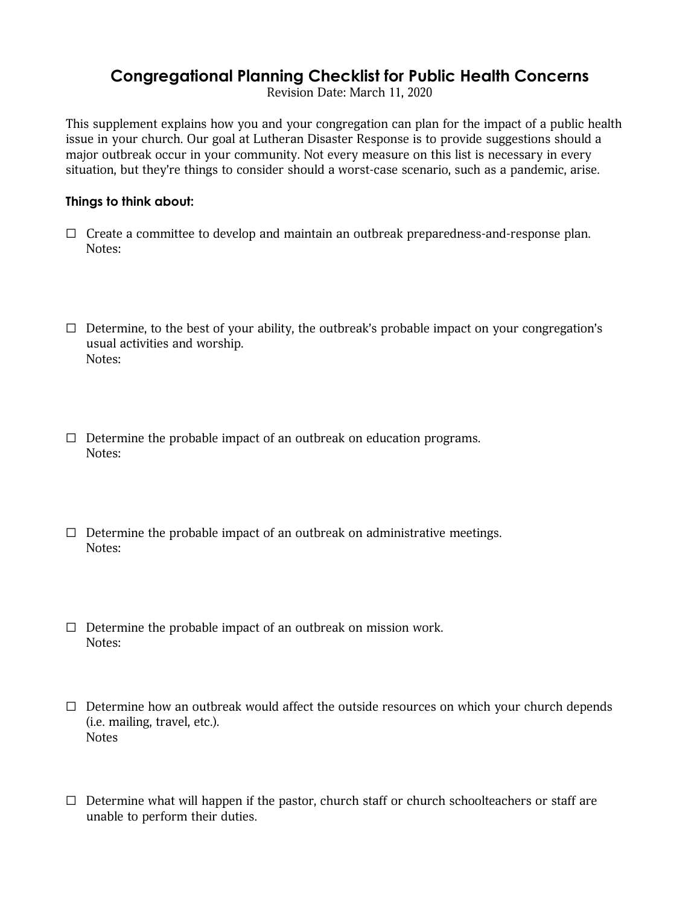# Congregational Planning Checklist for Public Health Concerns

Revision Date: March 11, 2020

This supplement explains how you and your congregation can plan for the impact of a public health issue in your church. Our goal at Lutheran Disaster Response is to provide suggestions should a major outbreak occur in your community. Not every measure on this list is necessary in every situation, but they're things to consider should a worst-case scenario, such as a pandemic, arise.

**Things to think about:**

☐ Create a committee to develop and maintain an outbreak preparedness-and-response plan.
Notes:

☐ Determine, to the best of your ability, the outbreak's probable impact on your congregation's usual activities and worship.
Notes:

☐ Determine the probable impact of an outbreak on education programs.
Notes:

☐ Determine the probable impact of an outbreak on administrative meetings.
Notes:

☐ Determine the probable impact of an outbreak on mission work.
Notes:

☐ Determine how an outbreak would affect the outside resources on which your church depends (i.e. mailing, travel, etc.).
Notes

☐ Determine what will happen if the pastor, church staff or church schoolteachers or staff are unable to perform their duties.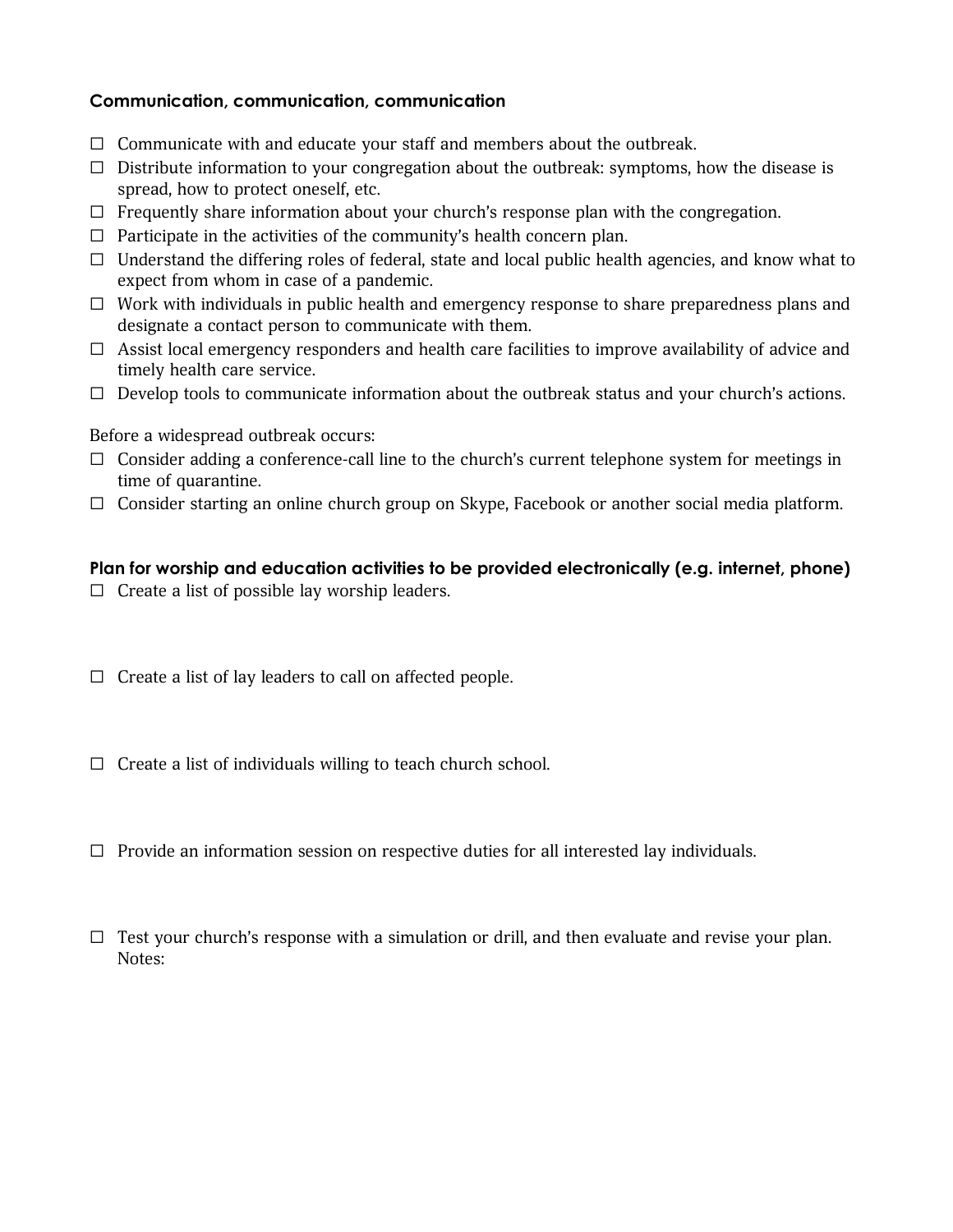**Communication, communication, communication**

- ☐ Communicate with and educate your staff and members about the outbreak.
- ☐ Distribute information to your congregation about the outbreak: symptoms, how the disease is spread, how to protect oneself, etc.
- ☐ Frequently share information about your church's response plan with the congregation.
- ☐ Participate in the activities of the community's health concern plan.
- ☐ Understand the differing roles of federal, state and local public health agencies, and know what to expect from whom in case of a pandemic.
- ☐ Work with individuals in public health and emergency response to share preparedness plans and designate a contact person to communicate with them.
- ☐ Assist local emergency responders and health care facilities to improve availability of advice and timely health care service.
- ☐ Develop tools to communicate information about the outbreak status and your church's actions.

Before a widespread outbreak occurs:

- ☐ Consider adding a conference-call line to the church's current telephone system for meetings in time of quarantine.
- ☐ Consider starting an online church group on Skype, Facebook or another social media platform.

**Plan for worship and education activities to be provided electronically (e.g. internet, phone)**

- ☐ Create a list of possible lay worship leaders.

- ☐ Create a list of lay leaders to call on affected people.

- ☐ Create a list of individuals willing to teach church school.

- ☐ Provide an information session on respective duties for all interested lay individuals.

- ☐ Test your church's response with a simulation or drill, and then evaluate and revise your plan.
  Notes: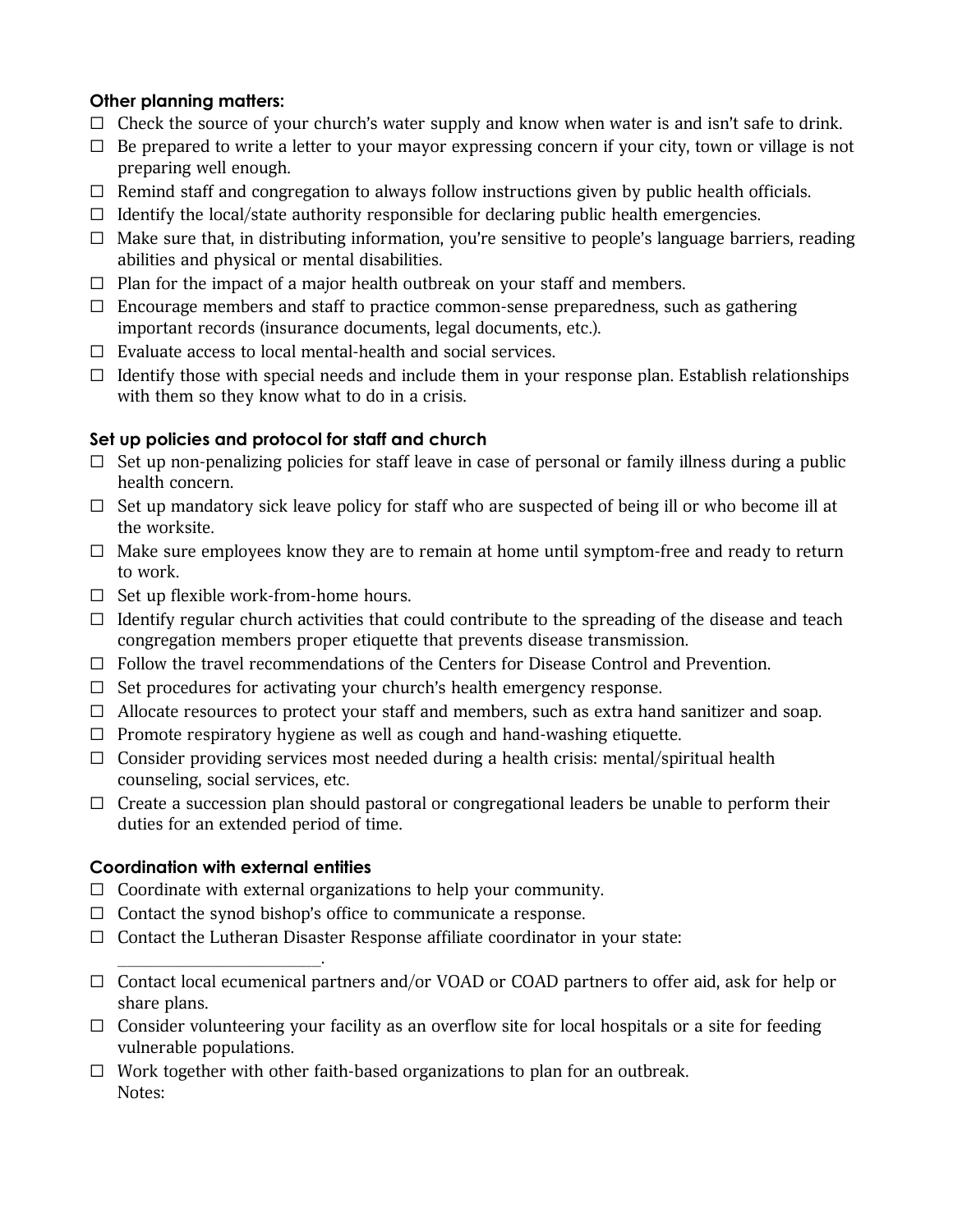**Other planning matters:**

- ☐ Check the source of your church's water supply and know when water is and isn't safe to drink.
- ☐ Be prepared to write a letter to your mayor expressing concern if your city, town or village is not preparing well enough.
- ☐ Remind staff and congregation to always follow instructions given by public health officials.
- ☐ Identify the local/state authority responsible for declaring public health emergencies.
- ☐ Make sure that, in distributing information, you're sensitive to people's language barriers, reading abilities and physical or mental disabilities.
- ☐ Plan for the impact of a major health outbreak on your staff and members.
- ☐ Encourage members and staff to practice common-sense preparedness, such as gathering important records (insurance documents, legal documents, etc.).
- ☐ Evaluate access to local mental-health and social services.
- ☐ Identify those with special needs and include them in your response plan. Establish relationships with them so they know what to do in a crisis.

**Set up policies and protocol for staff and church**

- ☐ Set up non-penalizing policies for staff leave in case of personal or family illness during a public health concern.
- ☐ Set up mandatory sick leave policy for staff who are suspected of being ill or who become ill at the worksite.
- ☐ Make sure employees know they are to remain at home until symptom-free and ready to return to work.
- ☐ Set up flexible work-from-home hours.
- ☐ Identify regular church activities that could contribute to the spreading of the disease and teach congregation members proper etiquette that prevents disease transmission.
- ☐ Follow the travel recommendations of the Centers for Disease Control and Prevention.
- ☐ Set procedures for activating your church's health emergency response.
- ☐ Allocate resources to protect your staff and members, such as extra hand sanitizer and soap.
- ☐ Promote respiratory hygiene as well as cough and hand-washing etiquette.
- ☐ Consider providing services most needed during a health crisis: mental/spiritual health counseling, social services, etc.
- ☐ Create a succession plan should pastoral or congregational leaders be unable to perform their duties for an extended period of time.

**Coordination with external entities**

- ☐ Coordinate with external organizations to help your community.
- ☐ Contact the synod bishop's office to communicate a response.
- ☐ Contact the Lutheran Disaster Response affiliate coordinator in your state: ________________________.
- ☐ Contact local ecumenical partners and/or VOAD or COAD partners to offer aid, ask for help or share plans.
- ☐ Consider volunteering your facility as an overflow site for local hospitals or a site for feeding vulnerable populations.
- ☐ Work together with other faith-based organizations to plan for an outbreak.

Notes: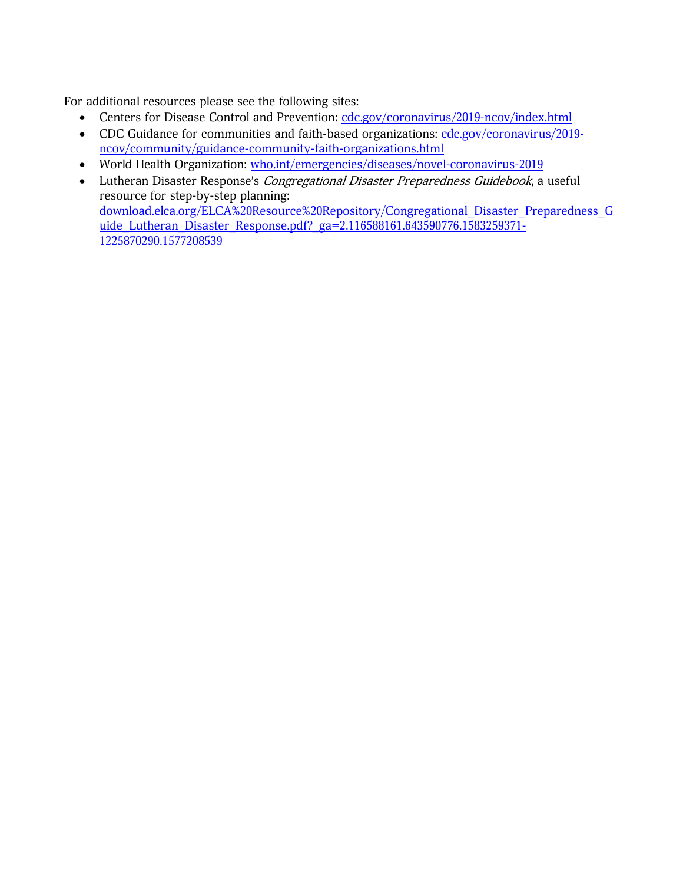For additional resources please see the following sites:

- Centers for Disease Control and Prevention: cdc.gov/coronavirus/2019-ncov/index.html
- CDC Guidance for communities and faith-based organizations: cdc.gov/coronavirus/2019-ncov/community/guidance-community-faith-organizations.html
- World Health Organization: who.int/emergencies/diseases/novel-coronavirus-2019
- Lutheran Disaster Response's *Congregational Disaster Preparedness Guidebook*, a useful resource for step-by-step planning: download.elca.org/ELCA%20Resource%20Repository/Congregational_Disaster_Preparedness_Guide_Lutheran_Disaster_Response.pdf?_ga=2.116588161.643590776.1583259371-1225870290.1577208539